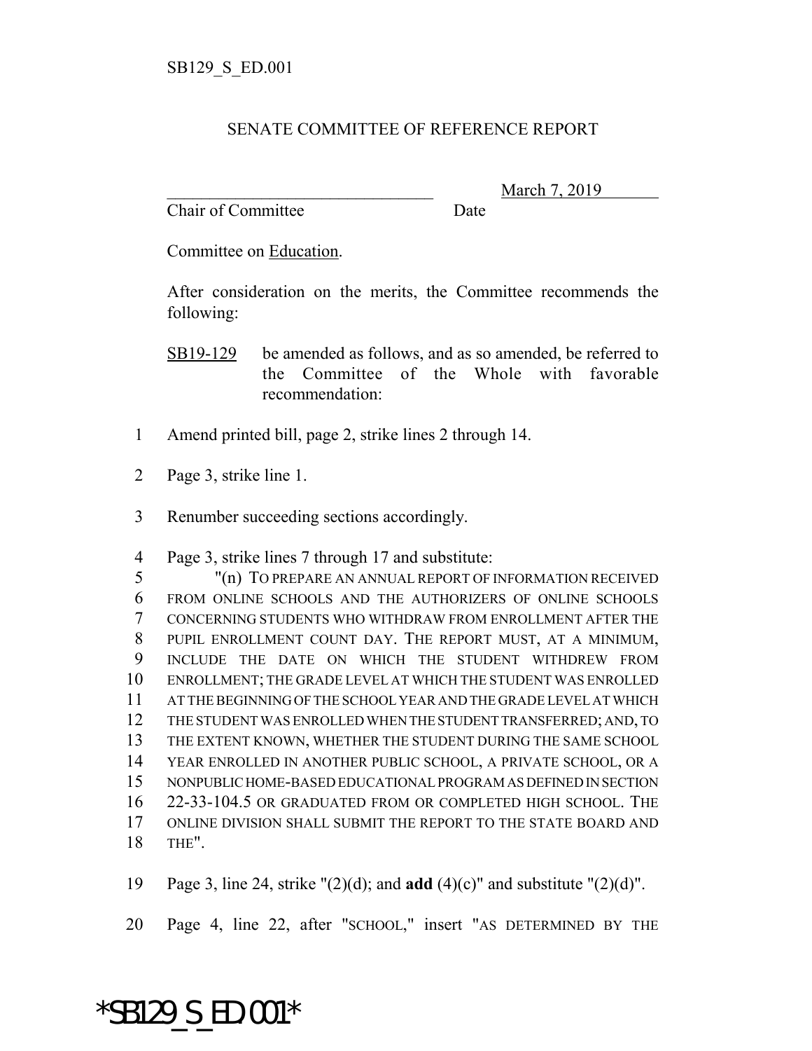SB129_S_ED.001

SENATE COMMITTEE OF REFERENCE REPORT

________________________________ March 7, 2019
Chair of Committee Date

Committee on Education.

After consideration on the merits, the Committee recommends the following:

SB19-129 be amended as follows, and as so amended, be referred to the Committee of the Whole with favorable recommendation:

1 Amend printed bill, page 2, strike lines 2 through 14.

2 Page 3, strike line 1.

3 Renumber succeeding sections accordingly.

4 Page 3, strike lines 7 through 17 and substitute:
5 "(n) TO PREPARE AN ANNUAL REPORT OF INFORMATION RECEIVED
6 FROM ONLINE SCHOOLS AND THE AUTHORIZERS OF ONLINE SCHOOLS
7 CONCERNING STUDENTS WHO WITHDRAW FROM ENROLLMENT AFTER THE
8 PUPIL ENROLLMENT COUNT DAY. THE REPORT MUST, AT A MINIMUM,
9 INCLUDE THE DATE ON WHICH THE STUDENT WITHDREW FROM
10 ENROLLMENT; THE GRADE LEVEL AT WHICH THE STUDENT WAS ENROLLED
11 AT THE BEGINNING OF THE SCHOOL YEAR AND THE GRADE LEVEL AT WHICH
12 THE STUDENT WAS ENROLLED WHEN THE STUDENT TRANSFERRED; AND, TO
13 THE EXTENT KNOWN, WHETHER THE STUDENT DURING THE SAME SCHOOL
14 YEAR ENROLLED IN ANOTHER PUBLIC SCHOOL, A PRIVATE SCHOOL, OR A
15 NONPUBLIC HOME-BASED EDUCATIONAL PROGRAM AS DEFINED IN SECTION
16 22-33-104.5 OR GRADUATED FROM OR COMPLETED HIGH SCHOOL. THE
17 ONLINE DIVISION SHALL SUBMIT THE REPORT TO THE STATE BOARD AND
18 THE".

19 Page 3, line 24, strike "(2)(d); and **add** (4)(c)" and substitute "(2)(d)".

20 Page 4, line 22, after "SCHOOL," insert "AS DETERMINED BY THE

*SB129_S_ED.001*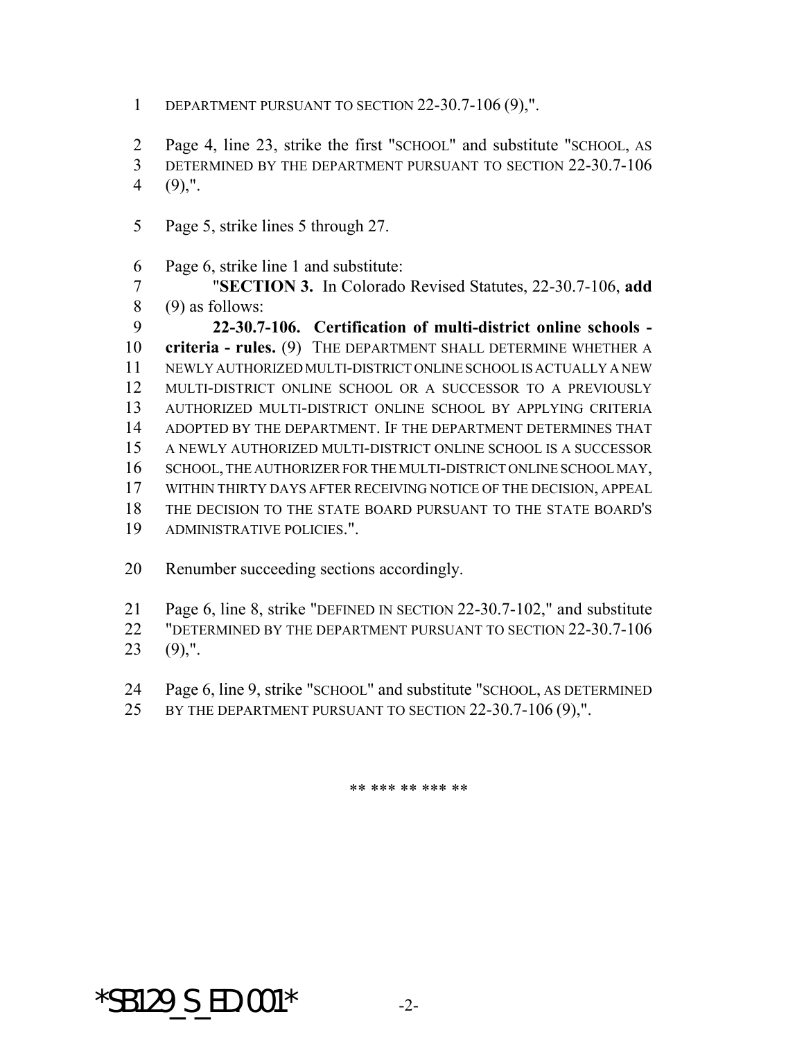DEPARTMENT PURSUANT TO SECTION 22-30.7-106 (9),".

Page 4, line 23, strike the first "SCHOOL" and substitute "SCHOOL, AS DETERMINED BY THE DEPARTMENT PURSUANT TO SECTION 22-30.7-106 (9),".

Page 5, strike lines 5 through 27.

Page 6, strike line 1 and substitute:

"**SECTION 3.** In Colorado Revised Statutes, 22-30.7-106, **add** (9) as follows:

**22-30.7-106. Certification of multi-district online schools - criteria - rules.** (9) THE DEPARTMENT SHALL DETERMINE WHETHER A NEWLY AUTHORIZED MULTI-DISTRICT ONLINE SCHOOL IS ACTUALLY A NEW MULTI-DISTRICT ONLINE SCHOOL OR A SUCCESSOR TO A PREVIOUSLY AUTHORIZED MULTI-DISTRICT ONLINE SCHOOL BY APPLYING CRITERIA ADOPTED BY THE DEPARTMENT. IF THE DEPARTMENT DETERMINES THAT A NEWLY AUTHORIZED MULTI-DISTRICT ONLINE SCHOOL IS A SUCCESSOR SCHOOL, THE AUTHORIZER FOR THE MULTI-DISTRICT ONLINE SCHOOL MAY, WITHIN THIRTY DAYS AFTER RECEIVING NOTICE OF THE DECISION, APPEAL THE DECISION TO THE STATE BOARD PURSUANT TO THE STATE BOARD'S ADMINISTRATIVE POLICIES.".

Renumber succeeding sections accordingly.

Page 6, line 8, strike "DEFINED IN SECTION 22-30.7-102," and substitute "DETERMINED BY THE DEPARTMENT PURSUANT TO SECTION 22-30.7-106 (9),".

Page 6, line 9, strike "SCHOOL" and substitute "SCHOOL, AS DETERMINED BY THE DEPARTMENT PURSUANT TO SECTION 22-30.7-106 (9),".

** *** ** *** **

*SB129_S_ED.001*